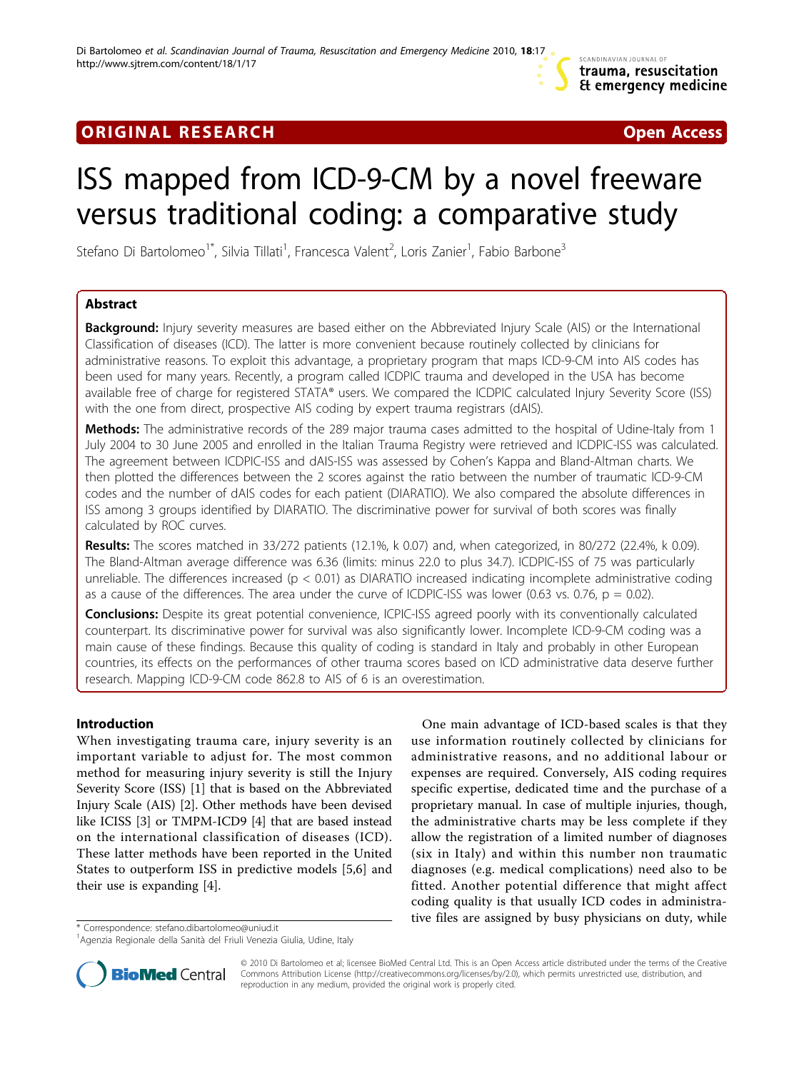ORIGINAL RESEARCH — Open Access

# ISS mapped from ICD-9-CM by a novel freeware versus traditional coding: a comparative study

Stefano Di Bartolomeo[1*], Silvia Tillati[1], Francesca Valent[2], Loris Zanier[1], Fabio Barbone[3]

## Abstract

**Background:** Injury severity measures are based either on the Abbreviated Injury Scale (AIS) or the International Classification of diseases (ICD). The latter is more convenient because routinely collected by clinicians for administrative reasons. To exploit this advantage, a proprietary program that maps ICD-9-CM into AIS codes has been used for many years. Recently, a program called ICDPIC trauma and developed in the USA has become available free of charge for registered STATA® users. We compared the ICDPIC calculated Injury Severity Score (ISS) with the one from direct, prospective AIS coding by expert trauma registrars (dAIS).

**Methods:** The administrative records of the 289 major trauma cases admitted to the hospital of Udine-Italy from 1 July 2004 to 30 June 2005 and enrolled in the Italian Trauma Registry were retrieved and ICDPIC-ISS was calculated. The agreement between ICDPIC-ISS and dAIS-ISS was assessed by Cohen's Kappa and Bland-Altman charts. We then plotted the differences between the 2 scores against the ratio between the number of traumatic ICD-9-CM codes and the number of dAIS codes for each patient (DIARATIO). We also compared the absolute differences in ISS among 3 groups identified by DIARATIO. The discriminative power for survival of both scores was finally calculated by ROC curves.

**Results:** The scores matched in 33/272 patients (12.1%, k 0.07) and, when categorized, in 80/272 (22.4%, k 0.09). The Bland-Altman average difference was 6.36 (limits: minus 22.0 to plus 34.7). ICDPIC-ISS of 75 was particularly unreliable. The differences increased ($p < 0.01$) as DIARATIO increased indicating incomplete administrative coding as a cause of the differences. The area under the curve of ICDPIC-ISS was lower (0.63 vs. 0.76, $p = 0.02$).

**Conclusions:** Despite its great potential convenience, ICPIC-ISS agreed poorly with its conventionally calculated counterpart. Its discriminative power for survival was also significantly lower. Incomplete ICD-9-CM coding was a main cause of these findings. Because this quality of coding is standard in Italy and probably in other European countries, its effects on the performances of other trauma scores based on ICD administrative data deserve further research. Mapping ICD-9-CM code 862.8 to AIS of 6 is an overestimation.

## Introduction

When investigating trauma care, injury severity is an important variable to adjust for. The most common method for measuring injury severity is still the Injury Severity Score (ISS) [1] that is based on the Abbreviated Injury Scale (AIS) [2]. Other methods have been devised like ICISS [3] or TMPM-ICD9 [4] that are based instead on the international classification of diseases (ICD). These latter methods have been reported in the United States to outperform ISS in predictive models [5,6] and their use is expanding [4].

One main advantage of ICD-based scales is that they use information routinely collected by clinicians for administrative reasons, and no additional labour or expenses are required. Conversely, AIS coding requires specific expertise, dedicated time and the purchase of a proprietary manual. In case of multiple injuries, though, the administrative charts may be less complete if they allow the registration of a limited number of diagnoses (six in Italy) and within this number non traumatic diagnoses (e.g. medical complications) need also to be fitted. Another potential difference that might affect coding quality is that usually ICD codes in administrative files are assigned by busy physicians on duty, while

\* Correspondence: stefano.dibartolomeo@uniud.it
[1]Agenzia Regionale della Sanità del Friuli Venezia Giulia, Udine, Italy

© 2010 Di Bartolomeo et al; licensee BioMed Central Ltd. This is an Open Access article distributed under the terms of the Creative Commons Attribution License (http://creativecommons.org/licenses/by/2.0), which permits unrestricted use, distribution, and reproduction in any medium, provided the original work is properly cited.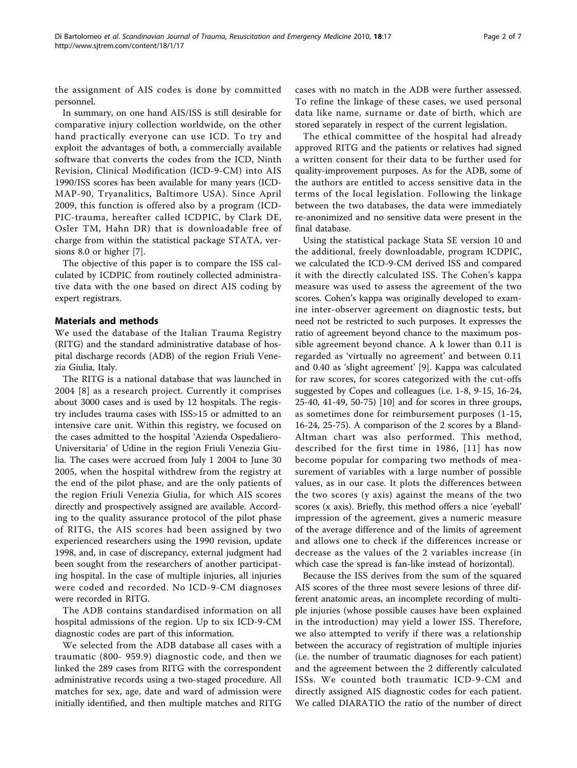the assignment of AIS codes is done by committed personnel.

In summary, on one hand AIS/ISS is still desirable for comparative injury collection worldwide, on the other hand practically everyone can use ICD. To try and exploit the advantages of both, a commercially available software that converts the codes from the ICD, Ninth Revision, Clinical Modification (ICD-9-CM) into AIS 1990/ISS scores has been available for many years (ICD-MAP-90, Tryanalitics, Baltimore USA). Since April 2009, this function is offered also by a program (ICD-PIC-trauma, hereafter called ICDPIC, by Clark DE, Osler TM, Hahn DR) that is downloadable free of charge from within the statistical package STATA, versions 8.0 or higher [7].

The objective of this paper is to compare the ISS calculated by ICDPIC from routinely collected administrative data with the one based on direct AIS coding by expert registrars.

## Materials and methods

We used the database of the Italian Trauma Registry (RITG) and the standard administrative database of hospital discharge records (ADB) of the region Friuli Venezia Giulia, Italy.

The RITG is a national database that was launched in 2004 [8] as a research project. Currently it comprises about 3000 cases and is used by 12 hospitals. The registry includes trauma cases with ISS>15 or admitted to an intensive care unit. Within this registry, we focused on the cases admitted to the hospital 'Azienda Ospedaliero-Universitaria' of Udine in the region Friuli Venezia Giulia. The cases were accrued from July 1 2004 to June 30 2005, when the hospital withdrew from the registry at the end of the pilot phase, and are the only patients of the region Friuli Venezia Giulia, for which AIS scores directly and prospectively assigned are available. According to the quality assurance protocol of the pilot phase of RITG, the AIS scores had been assigned by two experienced researchers using the 1990 revision, update 1998, and, in case of discrepancy, external judgment had been sought from the researchers of another participating hospital. In the case of multiple injuries, all injuries were coded and recorded. No ICD-9-CM diagnoses were recorded in RITG.

The ADB contains standardised information on all hospital admissions of the region. Up to six ICD-9-CM diagnostic codes are part of this information.

We selected from the ADB database all cases with a traumatic (800- 959.9) diagnostic code, and then we linked the 289 cases from RITG with the correspondent administrative records using a two-staged procedure. All matches for sex, age, date and ward of admission were initially identified, and then multiple matches and RITG cases with no match in the ADB were further assessed. To refine the linkage of these cases, we used personal data like name, surname or date of birth, which are stored separately in respect of the current legislation.

The ethical committee of the hospital had already approved RITG and the patients or relatives had signed a written consent for their data to be further used for quality-improvement purposes. As for the ADB, some of the authors are entitled to access sensitive data in the terms of the local legislation. Following the linkage between the two databases, the data were immediately re-anonimized and no sensitive data were present in the final database.

Using the statistical package Stata SE version 10 and the additional, freely downloadable, program ICDPIC, we calculated the ICD-9-CM derived ISS and compared it with the directly calculated ISS. The Cohen's kappa measure was used to assess the agreement of the two scores. Cohen's kappa was originally developed to examine inter-observer agreement on diagnostic tests, but need not be restricted to such purposes. It expresses the ratio of agreement beyond chance to the maximum possible agreement beyond chance. A k lower than 0.11 is regarded as 'virtually no agreement' and between 0.11 and 0.40 as 'slight agreement' [9]. Kappa was calculated for raw scores, for scores categorized with the cut-offs suggested by Copes and colleagues (i.e. 1-8, 9-15, 16-24, 25-40, 41-49, 50-75) [10] and for scores in three groups, as sometimes done for reimbursement purposes (1-15, 16-24, 25-75). A comparison of the 2 scores by a Bland-Altman chart was also performed. This method, described for the first time in 1986, [11] has now become popular for comparing two methods of measurement of variables with a large number of possible values, as in our case. It plots the differences between the two scores (y axis) against the means of the two scores (x axis). Briefly, this method offers a nice 'eyeball' impression of the agreement, gives a numeric measure of the average difference and of the limits of agreement and allows one to check if the differences increase or decrease as the values of the 2 variables increase (in which case the spread is fan-like instead of horizontal).

Because the ISS derives from the sum of the squared AIS scores of the three most severe lesions of three different anatomic areas, an incomplete recording of multiple injuries (whose possible causes have been explained in the introduction) may yield a lower ISS. Therefore, we also attempted to verify if there was a relationship between the accuracy of registration of multiple injuries (i.e. the number of traumatic diagnoses for each patient) and the agreement between the 2 differently calculated ISSs. We counted both traumatic ICD-9-CM and directly assigned AIS diagnostic codes for each patient. We called DIARATIO the ratio of the number of direct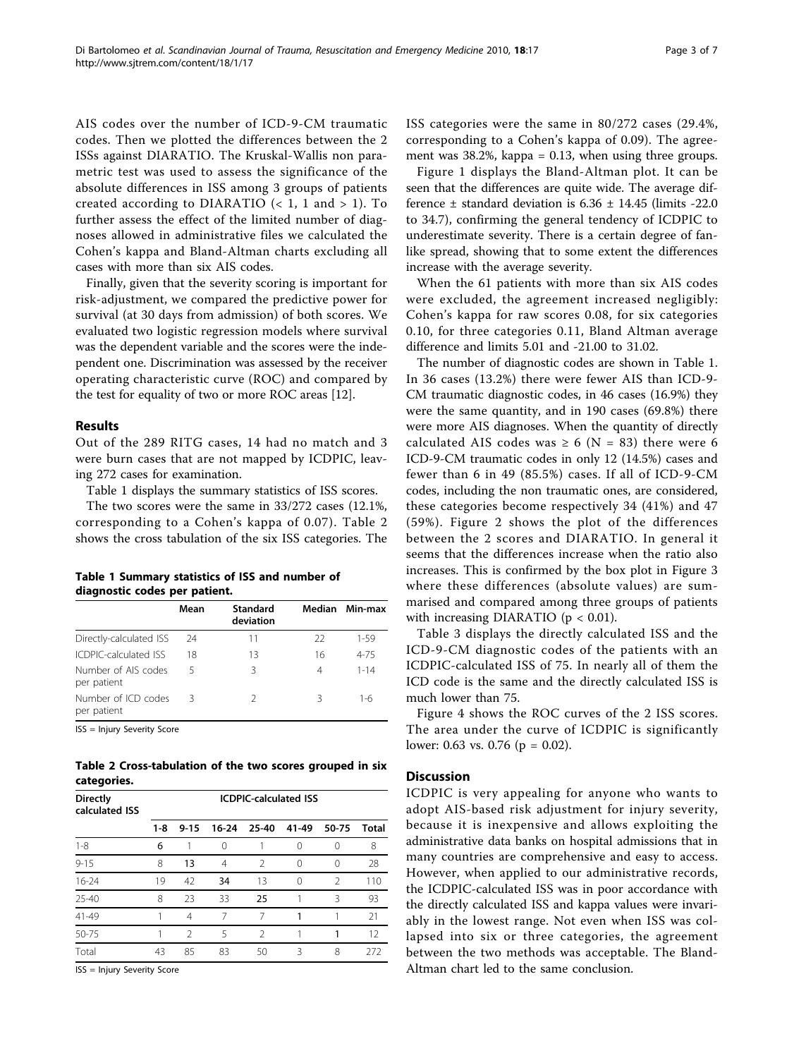AIS codes over the number of ICD-9-CM traumatic codes. Then we plotted the differences between the 2 ISSs against DIARATIO. The Kruskal-Wallis non parametric test was used to assess the significance of the absolute differences in ISS among 3 groups of patients created according to DIARATIO (< 1, 1 and > 1). To further assess the effect of the limited number of diagnoses allowed in administrative files we calculated the Cohen's kappa and Bland-Altman charts excluding all cases with more than six AIS codes.

Finally, given that the severity scoring is important for risk-adjustment, we compared the predictive power for survival (at 30 days from admission) of both scores. We evaluated two logistic regression models where survival was the dependent variable and the scores were the independent one. Discrimination was assessed by the receiver operating characteristic curve (ROC) and compared by the test for equality of two or more ROC areas [12].

## Results

Out of the 289 RITG cases, 14 had no match and 3 were burn cases that are not mapped by ICDPIC, leaving 272 cases for examination.

Table 1 displays the summary statistics of ISS scores.

The two scores were the same in 33/272 cases (12.1%, corresponding to a Cohen's kappa of 0.07). Table 2 shows the cross tabulation of the six ISS categories. The ISS categories were the same in 80/272 cases (29.4%, corresponding to a Cohen's kappa of 0.09). The agreement was 38.2%, kappa = 0.13, when using three groups.

**Table 1 Summary statistics of ISS and number of diagnostic codes per patient.**

| | Mean | Standard deviation | Median | Min-max |
|---|---|---|---|---|
| Directly-calculated ISS | 24 | 11 | 22 | 1-59 |
| ICDPIC-calculated ISS | 18 | 13 | 16 | 4-75 |
| Number of AIS codes per patient | 5 | 3 | 4 | 1-14 |
| Number of ICD codes per patient | 3 | 2 | 3 | 1-6 |

ISS = Injury Severity Score

**Table 2 Cross-tabulation of the two scores grouped in six categories.**

| Directly calculated ISS | ICDPIC-calculated ISS | | | | | | |
|---|---|---|---|---|---|---|---|
| | 1-8 | 9-15 | 16-24 | 25-40 | 41-49 | 50-75 | Total |
| 1-8 | **6** | 1 | 0 | 1 | 0 | 0 | 8 |
| 9-15 | 8 | **13** | 4 | 2 | 0 | 0 | 28 |
| 16-24 | 19 | 42 | **34** | 13 | 0 | 2 | 110 |
| 25-40 | 8 | 23 | 33 | **25** | 1 | 3 | 93 |
| 41-49 | 1 | 4 | 7 | 7 | **1** | 1 | 21 |
| 50-75 | 1 | 2 | 5 | 2 | 1 | **1** | 12 |
| Total | 43 | 85 | 83 | 50 | 3 | 8 | 272 |

ISS = Injury Severity Score

Figure 1 displays the Bland-Altman plot. It can be seen that the differences are quite wide. The average difference ± standard deviation is 6.36 ± 14.45 (limits -22.0 to 34.7), confirming the general tendency of ICDPIC to underestimate severity. There is a certain degree of fan-like spread, showing that to some extent the differences increase with the average severity.

When the 61 patients with more than six AIS codes were excluded, the agreement increased negligibly: Cohen's kappa for raw scores 0.08, for six categories 0.10, for three categories 0.11, Bland Altman average difference and limits 5.01 and -21.00 to 31.02.

The number of diagnostic codes are shown in Table 1. In 36 cases (13.2%) there were fewer AIS than ICD-9-CM traumatic diagnostic codes, in 46 cases (16.9%) they were the same quantity, and in 190 cases (69.8%) there were more AIS diagnoses. When the quantity of directly calculated AIS codes was ≥ 6 (N = 83) there were 6 ICD-9-CM traumatic codes in only 12 (14.5%) cases and fewer than 6 in 49 (85.5%) cases. If all of ICD-9-CM codes, including the non traumatic ones, are considered, these categories become respectively 34 (41%) and 47 (59%). Figure 2 shows the plot of the differences between the 2 scores and DIARATIO. In general it seems that the differences increase when the ratio also increases. This is confirmed by the box plot in Figure 3 where these differences (absolute values) are summarised and compared among three groups of patients with increasing DIARATIO ($p < 0.01$).

Table 3 displays the directly calculated ISS and the ICD-9-CM diagnostic codes of the patients with an ICDPIC-calculated ISS of 75. In nearly all of them the ICD code is the same and the directly calculated ISS is much lower than 75.

Figure 4 shows the ROC curves of the 2 ISS scores. The area under the curve of ICDPIC is significantly lower: 0.63 vs. 0.76 ($p = 0.02$).

## Discussion

ICDPIC is very appealing for anyone who wants to adopt AIS-based risk adjustment for injury severity, because it is inexpensive and allows exploiting the administrative data banks on hospital admissions that in many countries are comprehensive and easy to access. However, when applied to our administrative records, the ICDPIC-calculated ISS was in poor accordance with the directly calculated ISS and kappa values were invariably in the lowest range. Not even when ISS was collapsed into six or three categories, the agreement between the two methods was acceptable. The Bland-Altman chart led to the same conclusion.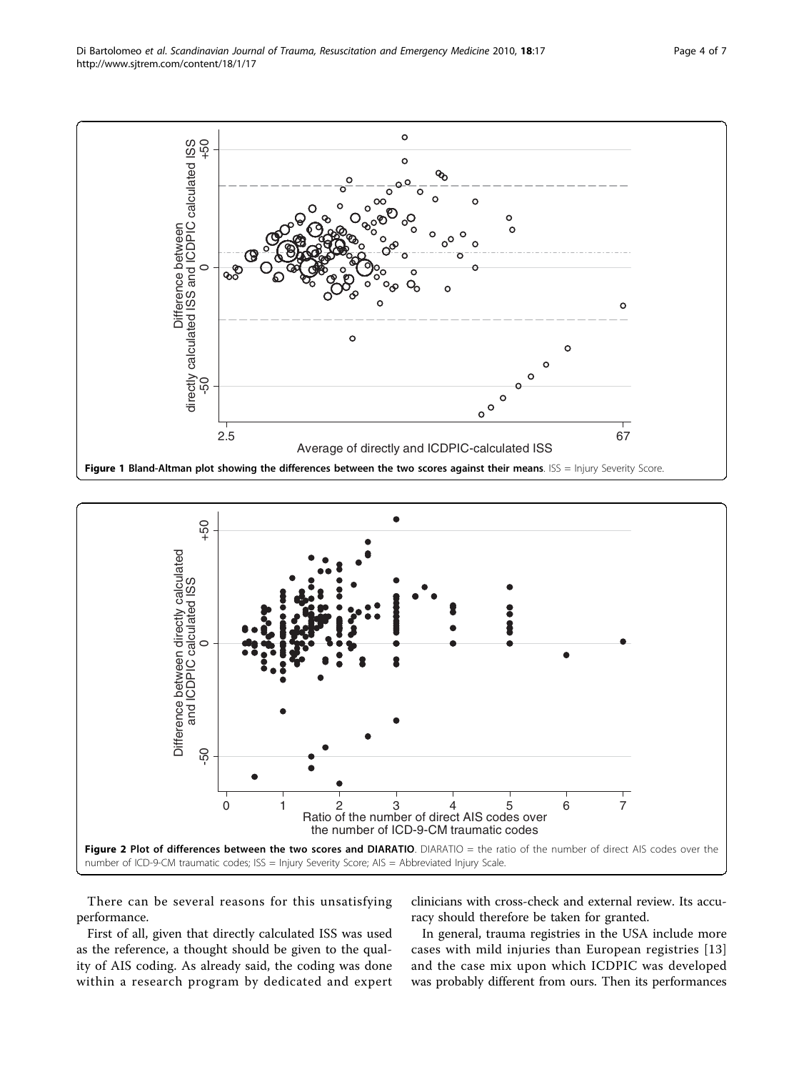**Figure 1 Bland-Altman plot showing the differences between the two scores against their means**. ISS = Injury Severity Score.

**Figure 2 Plot of differences between the two scores and DIARATIO**. DIARATIO = the ratio of the number of direct AIS codes over the number of ICD-9-CM traumatic codes; ISS = Injury Severity Score; AIS = Abbreviated Injury Scale.

There can be several reasons for this unsatisfying performance.

First of all, given that directly calculated ISS was used as the reference, a thought should be given to the quality of AIS coding. As already said, the coding was done within a research program by dedicated and expert clinicians with cross-check and external review. Its accuracy should therefore be taken for granted.

In general, trauma registries in the USA include more cases with mild injuries than European registries [13] and the case mix upon which ICDPIC was developed was probably different from ours. Then its performances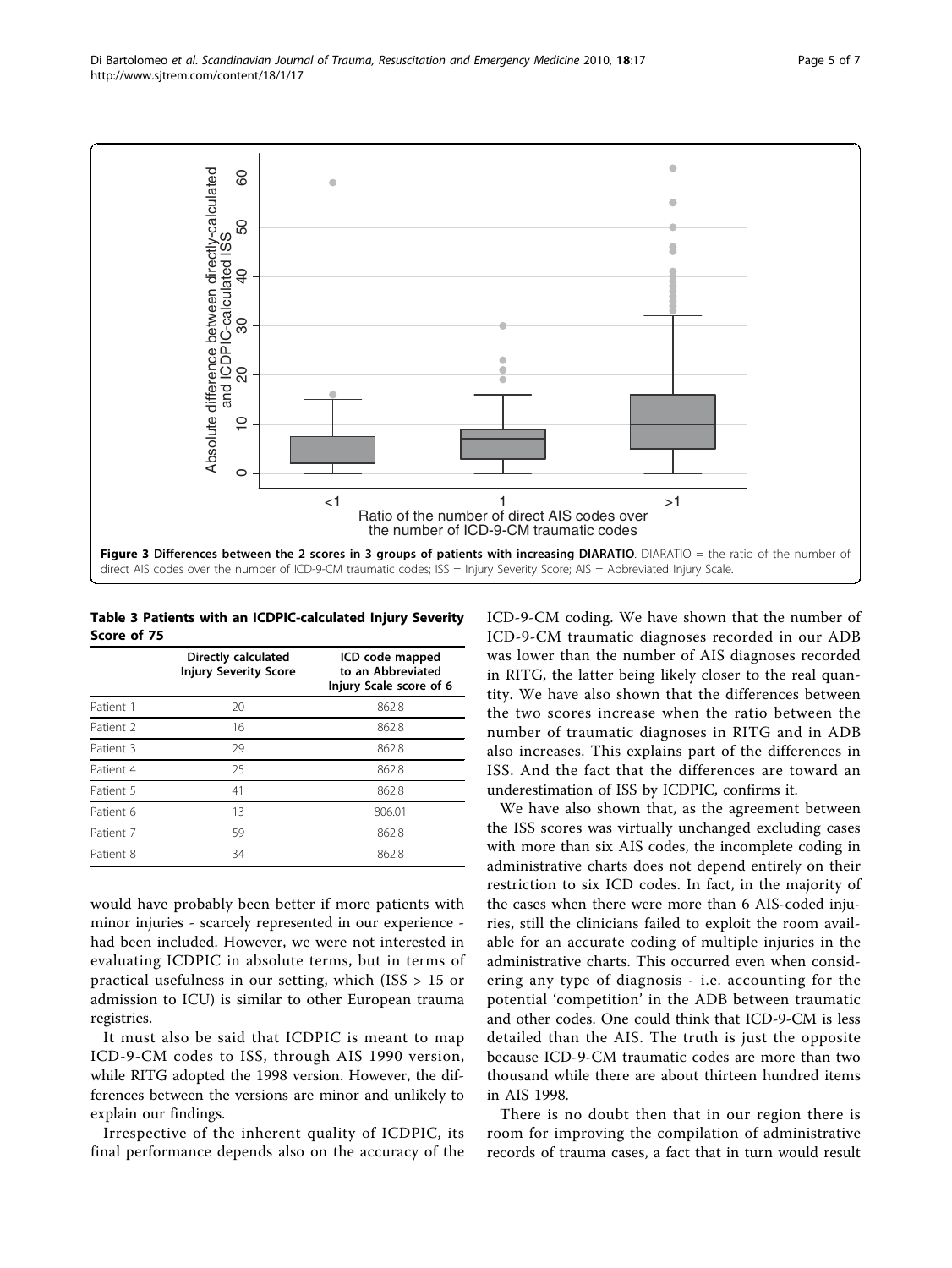**Figure 3 Differences between the 2 scores in 3 groups of patients with increasing DIARATIO**. DIARATIO = the ratio of the number of direct AIS codes over the number of ICD-9-CM traumatic codes; ISS = Injury Severity Score; AIS = Abbreviated Injury Scale.

**Table 3 Patients with an ICDPIC-calculated Injury Severity Score of 75**

| | Directly calculated Injury Severity Score | ICD code mapped to an Abbreviated Injury Scale score of 6 |
|---|---|---|
| Patient 1 | 20 | 862.8 |
| Patient 2 | 16 | 862.8 |
| Patient 3 | 29 | 862.8 |
| Patient 4 | 25 | 862.8 |
| Patient 5 | 41 | 862.8 |
| Patient 6 | 13 | 806.01 |
| Patient 7 | 59 | 862.8 |
| Patient 8 | 34 | 862.8 |

would have probably been better if more patients with minor injuries - scarcely represented in our experience - had been included. However, we were not interested in evaluating ICDPIC in absolute terms, but in terms of practical usefulness in our setting, which (ISS > 15 or admission to ICU) is similar to other European trauma registries.

It must also be said that ICDPIC is meant to map ICD-9-CM codes to ISS, through AIS 1990 version, while RITG adopted the 1998 version. However, the differences between the versions are minor and unlikely to explain our findings.

Irrespective of the inherent quality of ICDPIC, its final performance depends also on the accuracy of the ICD-9-CM coding. We have shown that the number of ICD-9-CM traumatic diagnoses recorded in our ADB was lower than the number of AIS diagnoses recorded in RITG, the latter being likely closer to the real quantity. We have also shown that the differences between the two scores increase when the ratio between the number of traumatic diagnoses in RITG and in ADB also increases. This explains part of the differences in ISS. And the fact that the differences are toward an underestimation of ISS by ICDPIC, confirms it.

We have also shown that, as the agreement between the ISS scores was virtually unchanged excluding cases with more than six AIS codes, the incomplete coding in administrative charts does not depend entirely on their restriction to six ICD codes. In fact, in the majority of the cases when there were more than 6 AIS-coded injuries, still the clinicians failed to exploit the room available for an accurate coding of multiple injuries in the administrative charts. This occurred even when considering any type of diagnosis - i.e. accounting for the potential 'competition' in the ADB between traumatic and other codes. One could think that ICD-9-CM is less detailed than the AIS. The truth is just the opposite because ICD-9-CM traumatic codes are more than two thousand while there are about thirteen hundred items in AIS 1998.

There is no doubt then that in our region there is room for improving the compilation of administrative records of trauma cases, a fact that in turn would result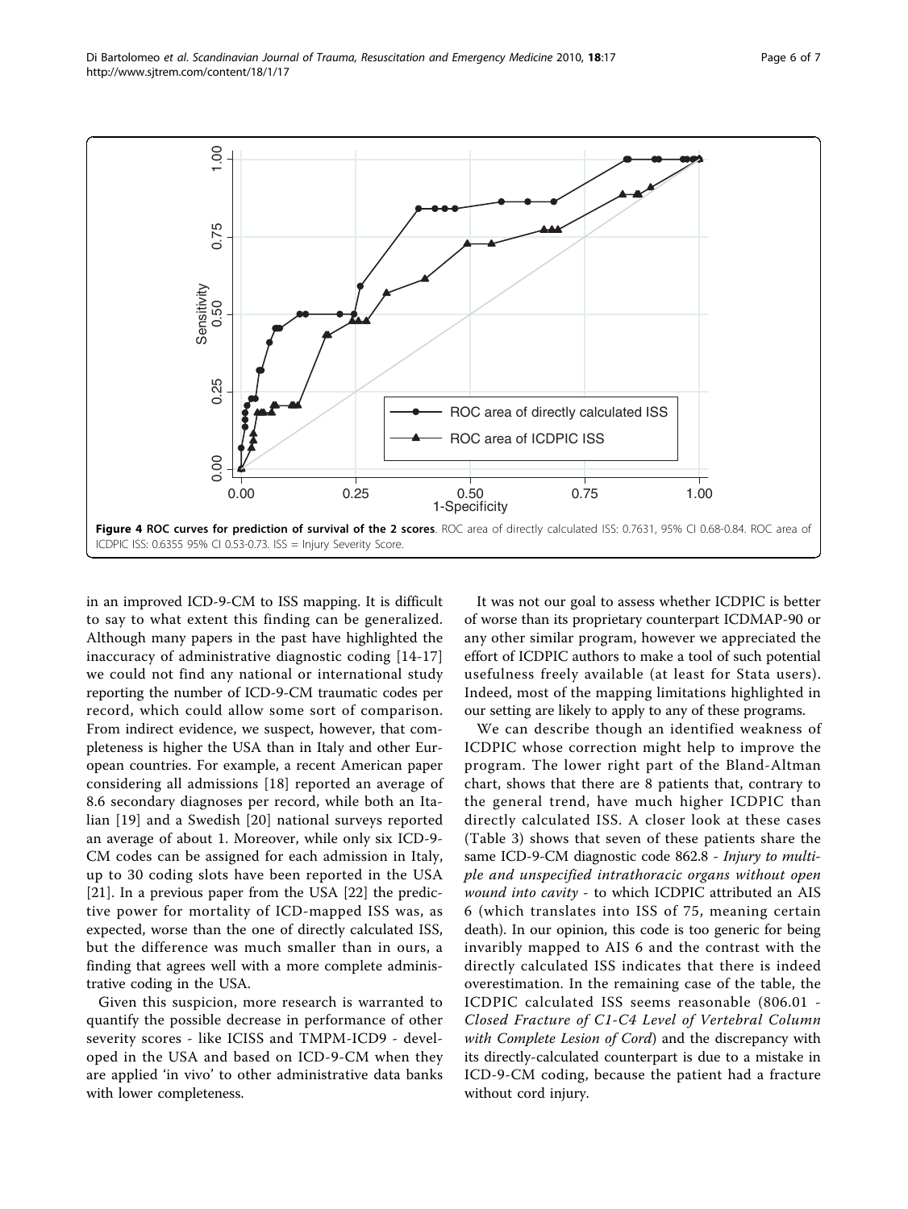**Figure 4 ROC curves for prediction of survival of the 2 scores**. ROC area of directly calculated ISS: 0.7631, 95% CI 0.68-0.84. ROC area of ICDPIC ISS: 0.6355 95% CI 0.53-0.73. ISS = Injury Severity Score.

in an improved ICD-9-CM to ISS mapping. It is difficult to say to what extent this finding can be generalized. Although many papers in the past have highlighted the inaccuracy of administrative diagnostic coding [14-17] we could not find any national or international study reporting the number of ICD-9-CM traumatic codes per record, which could allow some sort of comparison. From indirect evidence, we suspect, however, that completeness is higher the USA than in Italy and other European countries. For example, a recent American paper considering all admissions [18] reported an average of 8.6 secondary diagnoses per record, while both an Italian [19] and a Swedish [20] national surveys reported an average of about 1. Moreover, while only six ICD-9-CM codes can be assigned for each admission in Italy, up to 30 coding slots have been reported in the USA [21]. In a previous paper from the USA [22] the predictive power for mortality of ICD-mapped ISS was, as expected, worse than the one of directly calculated ISS, but the difference was much smaller than in ours, a finding that agrees well with a more complete administrative coding in the USA.

Given this suspicion, more research is warranted to quantify the possible decrease in performance of other severity scores - like ICISS and TMPM-ICD9 - developed in the USA and based on ICD-9-CM when they are applied 'in vivo' to other administrative data banks with lower completeness.

It was not our goal to assess whether ICDPIC is better of worse than its proprietary counterpart ICDMAP-90 or any other similar program, however we appreciated the effort of ICDPIC authors to make a tool of such potential usefulness freely available (at least for Stata users). Indeed, most of the mapping limitations highlighted in our setting are likely to apply to any of these programs.

We can describe though an identified weakness of ICDPIC whose correction might help to improve the program. The lower right part of the Bland-Altman chart, shows that there are 8 patients that, contrary to the general trend, have much higher ICDPIC than directly calculated ISS. A closer look at these cases (Table 3) shows that seven of these patients share the same ICD-9-CM diagnostic code 862.8 - *Injury to multiple and unspecified intrathoracic organs without open wound into cavity* - to which ICDPIC attributed an AIS 6 (which translates into ISS of 75, meaning certain death). In our opinion, this code is too generic for being invaribly mapped to AIS 6 and the contrast with the directly calculated ISS indicates that there is indeed overestimation. In the remaining case of the table, the ICDPIC calculated ISS seems reasonable (806.01 - *Closed Fracture of C1-C4 Level of Vertebral Column with Complete Lesion of Cord*) and the discrepancy with its directly-calculated counterpart is due to a mistake in ICD-9-CM coding, because the patient had a fracture without cord injury.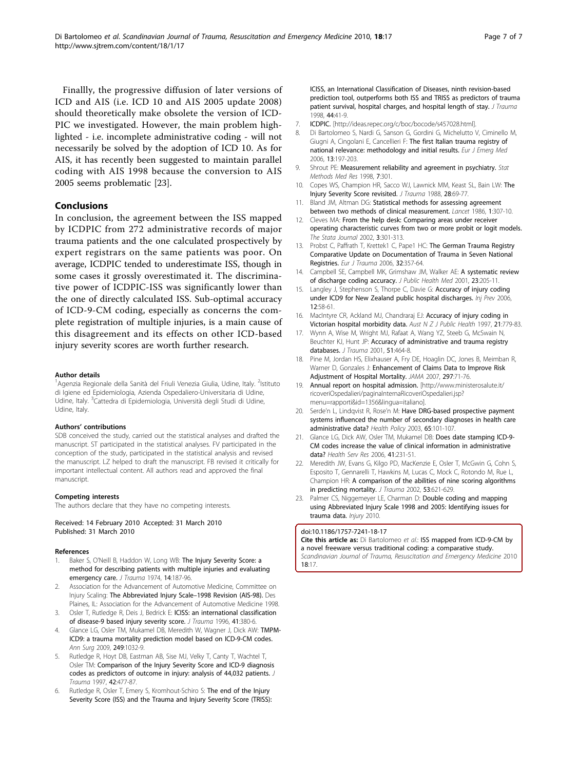Finallly, the progressive diffusion of later versions of ICD and AIS (i.e. ICD 10 and AIS 2005 update 2008) should theoretically make obsolete the version of ICD-PIC we investigated. However, the main problem highlighted - i.e. incomplete administrative coding - will not necessarily be solved by the adoption of ICD 10. As for AIS, it has recently been suggested to maintain parallel coding with AIS 1998 because the conversion to AIS 2005 seems problematic [23].

## Conclusions

In conclusion, the agreement between the ISS mapped by ICDPIC from 272 administrative records of major trauma patients and the one calculated prospectively by expert registrars on the same patients was poor. On average, ICDPIC tended to underestimate ISS, though in some cases it grossly overestimated it. The discriminative power of ICDPIC-ISS was significantly lower than the one of directly calculated ISS. Sub-optimal accuracy of ICD-9-CM coding, especially as concerns the complete registration of multiple injuries, is a main cause of this disagreement and its effects on other ICD-based injury severity scores are worth further research.

#### Author details

[1]Agenzia Regionale della Sanità del Friuli Venezia Giulia, Udine, Italy. [2]Istituto di Igiene ed Epidemiologia, Azienda Ospedaliero-Universitaria di Udine, Udine, Italy. [3]Cattedra di Epidemiologia, Università degli Studi di Udine, Udine, Italy.

#### Authors' contributions

SDB conceived the study, carried out the statistical analyses and drafted the manuscript. ST participated in the statistical analyses. FV participated in the conception of the study, participated in the statistical analysis and revised the manuscript. LZ helped to draft the manuscript. FB revised it critically for important intellectual content. All authors read and approved the final manuscript.

#### Competing interests

The authors declare that they have no competing interests.

Received: 14 February 2010 Accepted: 31 March 2010
Published: 31 March 2010

#### References

1. Baker S, O'Neill B, Haddon W, Long WB: **The Injury Severity Score: a method for describing patients with multiple injuries and evaluating emergency care.** *J Trauma* 1974, **14**:187-96.
2. Association for the Advancement of Automotive Medicine, Committee on Injury Scaling: **The Abbreviated Injury Scale–1998 Revision (AIS-98).** Des Plaines, IL: Association for the Advancement of Automotive Medicine 1998.
3. Osler T, Rutledge R, Deis J, Bedrick E: **ICISS: an international classification of disease-9 based injury severity score.** *J Trauma* 1996, **41**:380-6.
4. Glance LG, Osler TM, Mukamel DB, Meredith W, Wagner J, Dick AW: **TMPM-ICD9: a trauma mortality prediction model based on ICD-9-CM codes.** *Ann Surg* 2009, **249**:1032-9.
5. Rutledge R, Hoyt DB, Eastman AB, Sise MJ, Velky T, Canty T, Wachtel T, Osler TM: **Comparison of the Injury Severity Score and ICD-9 diagnosis codes as predictors of outcome in injury: analysis of 44,032 patients.** *J Trauma* 1997, **42**:477-87.
6. Rutledge R, Osler T, Emery S, Kromhout-Schiro S: **The end of the Injury Severity Score (ISS) and the Trauma and Injury Severity Score (TRISS): ICISS, an International Classification of Diseases, ninth revision-based prediction tool, outperforms both ISS and TRISS as predictors of trauma patient survival, hospital charges, and hospital length of stay.** *J Trauma* 1998, **44**:41-9.
7. **ICDPIC.** [http://ideas.repec.org/c/boc/bocode/s457028.html].
8. Di Bartolomeo S, Nardi G, Sanson G, Gordini G, Michelutto V, Ciminello M, Giugni A, Cingolani E, Cancellieri F: **The first Italian trauma registry of national relevance: methodology and initial results.** *Eur J Emerg Med* 2006, **13**:197-203.
9. Shrout PE: **Measurement reliability and agreement in psychiatry.** *Stat Methods Med Res* 1998, **7**:301.
10. Copes WS, Champion HR, Sacco WJ, Lawnick MM, Keast SL, Bain LW: **The Injury Severity Score revisited.** *J Trauma* 1988, **28**:69-77.
11. Bland JM, Altman DG: **Statistical methods for assessing agreement between two methods of clinical measurement.** *Lancet* 1986, **1**:307-10.
12. Cleves MA: **From the help desk: Comparing areas under receiver operating characteristic curves from two or more probit or logit models.** *The Stata Journal* 2002, **3**:301-313.
13. Probst C, Paffrath T, Krettek1 C, Pape1 HC: **The German Trauma Registry Comparative Update on Documentation of Trauma in Seven National Registries.** *Eur J Trauma* 2006, **32**:357-64.
14. Campbell SE, Campbell MK, Grimshaw JM, Walker AE: **A systematic review of discharge coding accuracy.** *J Public Health Med* 2001, **23**:205-11.
15. Langley J, Stephenson S, Thorpe C, Davie G: **Accuracy of injury coding under ICD9 for New Zealand public hospital discharges.** *Inj Prev* 2006, **12**:58-61.
16. MacIntyre CR, Ackland MJ, Chandraraj EJ: **Accuracy of injury coding in Victorian hospital morbidity data.** *Aust N Z J Public Health* 1997, **21**:779-83.
17. Wynn A, Wise M, Wright MJ, Rafaat A, Wang YZ, Steeb G, McSwain N, Beuchter KJ, Hunt JP: **Accuracy of administrative and trauma registry databases.** *J Trauma* 2001, **51**:464-8.
18. Pine M, Jordan HS, Elixhauser A, Fry DE, Hoaglin DC, Jones B, Meimban R, Warner D, Gonzales J: **Enhancement of Claims Data to Improve Risk Adjustment of Hospital Mortality.** *JAMA* 2007, **297**:71-76.
19. **Annual report on hospital admission.** [http://www.ministerosalute.it/ricoveriOspedalieri/paginaInternaRicoveriOspedalieri.jsp?menu=rapporti&id=1356&lingua=italiano].
20. Serde'n L, Lindqvist R, Rose'n M: **Have DRG-based prospective payment systems influenced the number of secondary diagnoses in health care administrative data?** *Health Policy* 2003, **65**:101-107.
21. Glance LG, Dick AW, Osler TM, Mukamel DB: **Does date stamping ICD-9-CM codes increase the value of clinical information in administrative data?** *Health Serv Res* 2006, **41**:231-51.
22. Meredith JW, Evans G, Kilgo PD, MacKenzie E, Osler T, McGwin G, Cohn S, Esposito T, Gennarelli T, Hawkins M, Lucas C, Mock C, Rotondo M, Rue L, Champion HR: **A comparison of the abilities of nine scoring algorithms in predicting mortality.** *J Trauma* 2002, **53**:621-629.
23. Palmer CS, Niggemeyer LE, Charman D: **Double coding and mapping using Abbreviated Injury Scale 1998 and 2005: Identifying issues for trauma data.** *Injury* 2010.

doi:10.1186/1757-7241-18-17

**Cite this article as:** Di Bartolomeo *et al.*: ISS mapped from ICD-9-CM by a novel freeware versus traditional coding: a comparative study. *Scandinavian Journal of Trauma, Resuscitation and Emergency Medicine* 2010 **18**:17.